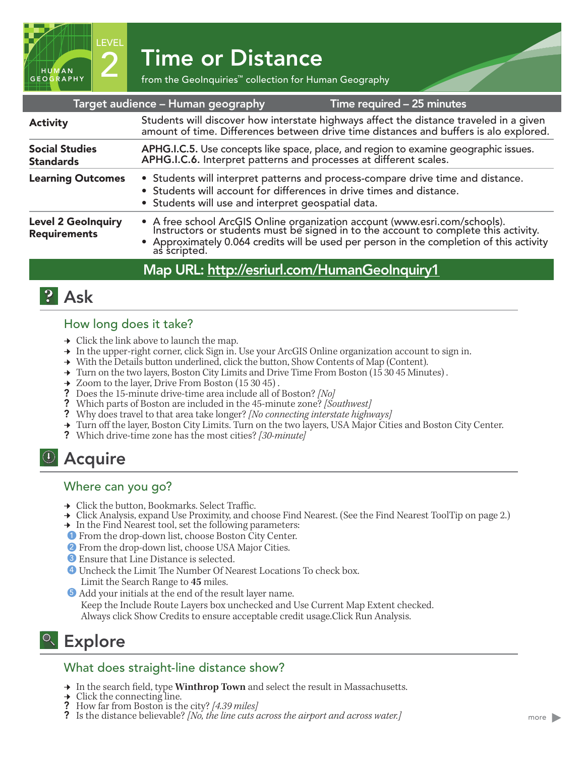LEVEL 2 HUMAN GEOGRAPHY

# Time or Distance

from the GeoInquiries™ collection for Human Geography

| Target audience – Human geography | Time required – 25 minutes |
|---|---|
| **Activity** | Students will discover how interstate highways affect the distance traveled in a given amount of time. Differences between drive time distances and buffers is alo explored. |
| **Social Studies Standards** | APHG.I.C.5. Use concepts like space, place, and region to examine geographic issues. APHG.I.C.6. Interpret patterns and processes at different scales. |
| **Learning Outcomes** | • Students will interpret patterns and process-compare drive time and distance. • Students will account for differences in drive times and distance. • Students will use and interpret geospatial data. |
| **Level 2 GeoInquiry Requirements** | • A free school ArcGIS Online organization account (www.esri.com/schools). Instructors or students must be signed in to the account to complete this activity. • Approximately 0.064 credits will be used per person in the completion of this activity as scripted. |

**Map URL: http://esriurl.com/HumanGeoInquiry1**

## Ask

### How long does it take?

- → Click the link above to launch the map.
- → In the upper-right corner, click Sign in. Use your ArcGIS Online organization account to sign in.
- → With the Details button underlined, click the button, Show Contents of Map (Content).
- → Turn on the two layers, Boston City Limits and Drive Time From Boston (15 30 45 Minutes) .
- → Zoom to the layer, Drive From Boston (15 30 45) .
- ? Does the 15-minute drive-time area include all of Boston? *[No]*
- ? Which parts of Boston are included in the 45-minute zone? *[Southwest]*
- ? Why does travel to that area take longer? *[No connecting interstate highways]*
- → Turn off the layer, Boston City Limits. Turn on the two layers, USA Major Cities and Boston City Center.
- ? Which drive-time zone has the most cities? *[30-minute]*

## Acquire

### Where can you go?

- → Click the button, Bookmarks. Select Traffic.
- → Click Analysis, expand Use Proximity, and choose Find Nearest. (See the Find Nearest ToolTip on page 2.)
- → In the Find Nearest tool, set the following parameters:
  1. From the drop-down list, choose Boston City Center.
  2. From the drop-down list, choose USA Major Cities.
  3. Ensure that Line Distance is selected.
  4. Uncheck the Limit The Number Of Nearest Locations To check box.
     Limit the Search Range to **45** miles.
  5. Add your initials at the end of the result layer name.
     Keep the Include Route Layers box unchecked and Use Current Map Extent checked.
     Always click Show Credits to ensure acceptable credit usage.Click Run Analysis.

## Explore

### What does straight-line distance show?

- → In the search field, type **Winthrop Town** and select the result in Massachusetts.
- → Click the connecting line.
- ? How far from Boston is the city? *[4.39 miles]*
- ? Is the distance believable? *[No, the line cuts across the airport and across water.]*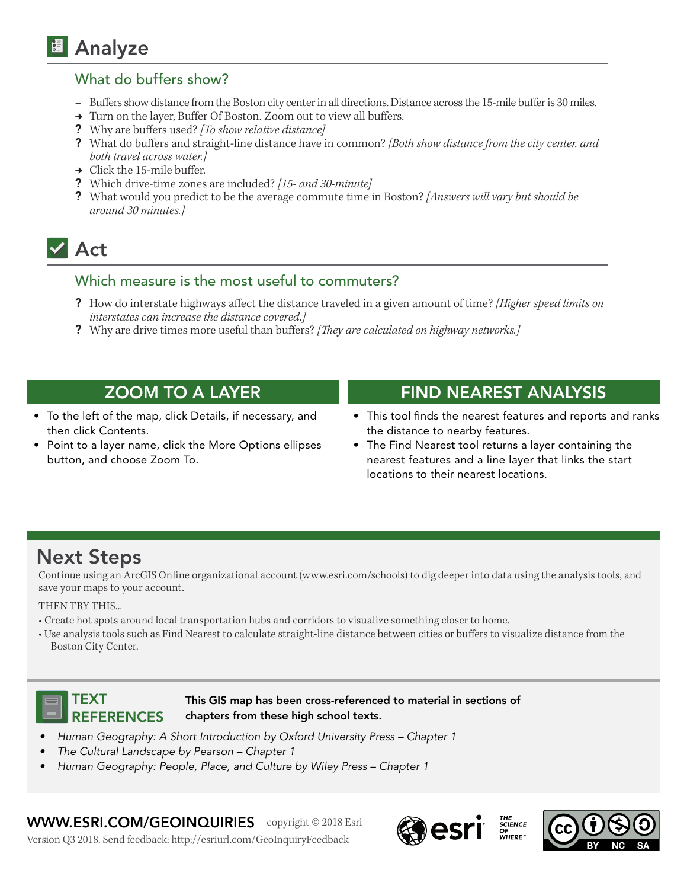# Analyze

## What do buffers show?

– Buffers show distance from the Boston city center in all directions. Distance across the 15-mile buffer is 30 miles.

→ Turn on the layer, Buffer Of Boston. Zoom out to view all buffers.

? Why are buffers used? *[To show relative distance]*

? What do buffers and straight-line distance have in common? *[Both show distance from the city center, and both travel across water.]*

→ Click the 15-mile buffer.

? Which drive-time zones are included? *[15- and 30-minute]*

? What would you predict to be the average commute time in Boston? *[Answers will vary but should be around 30 minutes.]*

# Act

## Which measure is the most useful to commuters?

? How do interstate highways affect the distance traveled in a given amount of time? *[Higher speed limits on interstates can increase the distance covered.]*

? Why are drive times more useful than buffers? *[They are calculated on highway networks.]*

## ZOOM TO A LAYER

- To the left of the map, click Details, if necessary, and then click Contents.
- Point to a layer name, click the More Options ellipses button, and choose Zoom To.

## FIND NEAREST ANALYSIS

- This tool finds the nearest features and reports and ranks the distance to nearby features.
- The Find Nearest tool returns a layer containing the nearest features and a line layer that links the start locations to their nearest locations.

# Next Steps

Continue using an ArcGIS Online organizational account (www.esri.com/schools) to dig deeper into data using the analysis tools, and save your maps to your account.

THEN TRY THIS...

- Create hot spots around local transportation hubs and corridors to visualize something closer to home.
- Use analysis tools such as Find Nearest to calculate straight-line distance between cities or buffers to visualize distance from the Boston City Center.

## TEXT REFERENCES

**This GIS map has been cross-referenced to material in sections of chapters from these high school texts.**

- *Human Geography: A Short Introduction by Oxford University Press – Chapter 1*
- *The Cultural Landscape by Pearson – Chapter 1*
- *Human Geography: People, Place, and Culture by Wiley Press – Chapter 1*

**WWW.ESRI.COM/GEOINQUIRIES** copyright © 2018 Esri

Version Q3 2018. Send feedback: http://esriurl.com/GeoInquiryFeedback